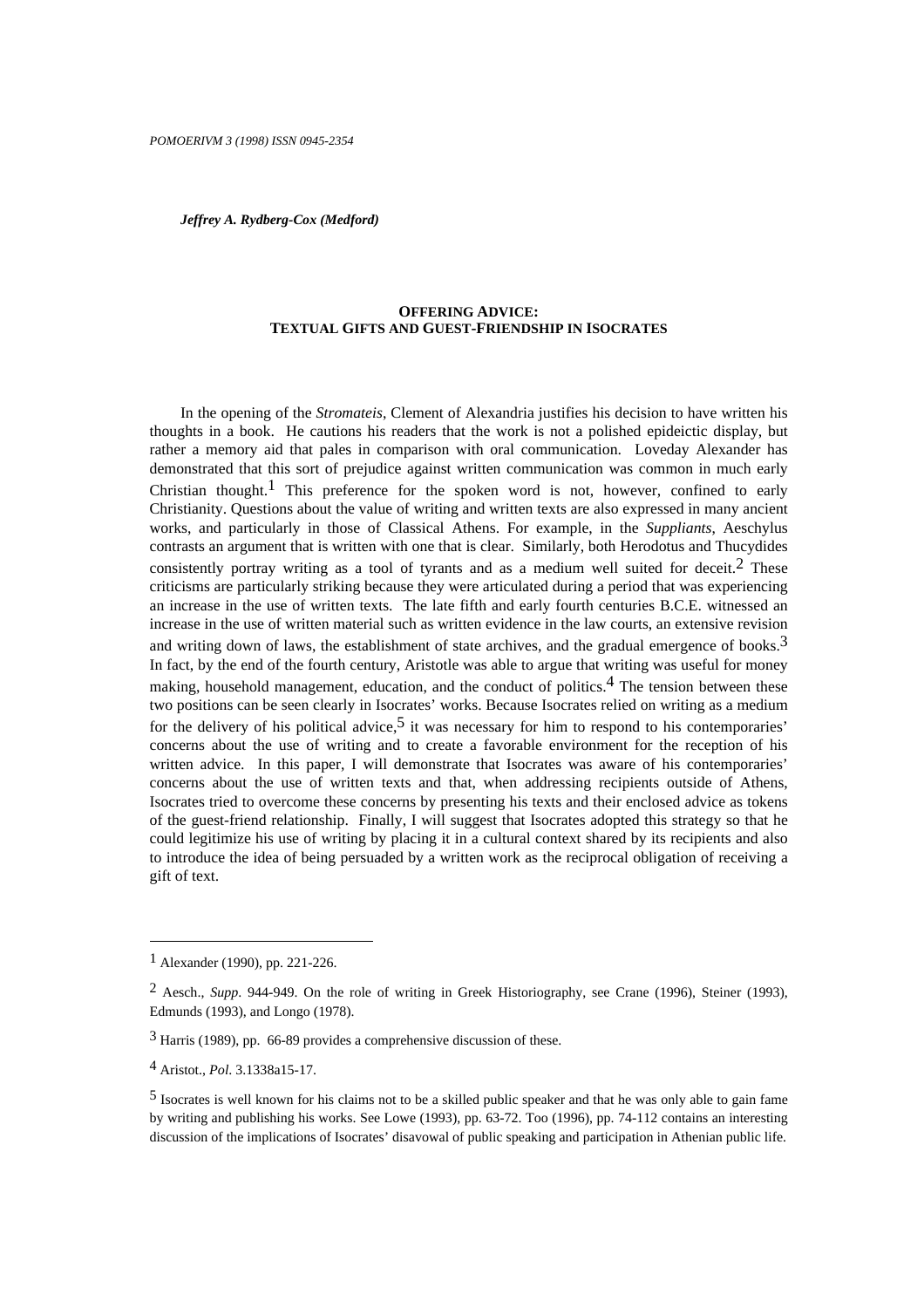*Jeffrey A. Rydberg-Cox (Medford)*

# OFFERING ADVICE: TEXTUAL GIFTS AND GUEST-FRIENDSHIP IN ISOCRATES

In the opening of the *Stromateis*, Clement of Alexandria justifies his decision to have written his thoughts in a book. He cautions his readers that the work is not a polished epideictic display, but rather a memory aid that pales in comparison with oral communication. Loveday Alexander has demonstrated that this sort of prejudice against written communication was common in much early Christian thought.[1] This preference for the spoken word is not, however, confined to early Christianity. Questions about the value of writing and written texts are also expressed in many ancient works, and particularly in those of Classical Athens. For example, in the *Suppliants*, Aeschylus contrasts an argument that is written with one that is clear. Similarly, both Herodotus and Thucydides consistently portray writing as a tool of tyrants and as a medium well suited for deceit.[2] These criticisms are particularly striking because they were articulated during a period that was experiencing an increase in the use of written texts. The late fifth and early fourth centuries B.C.E. witnessed an increase in the use of written material such as written evidence in the law courts, an extensive revision and writing down of laws, the establishment of state archives, and the gradual emergence of books.[3] In fact, by the end of the fourth century, Aristotle was able to argue that writing was useful for money making, household management, education, and the conduct of politics.[4] The tension between these two positions can be seen clearly in Isocrates' works. Because Isocrates relied on writing as a medium for the delivery of his political advice,[5] it was necessary for him to respond to his contemporaries' concerns about the use of writing and to create a favorable environment for the reception of his written advice. In this paper, I will demonstrate that Isocrates was aware of his contemporaries' concerns about the use of written texts and that, when addressing recipients outside of Athens, Isocrates tried to overcome these concerns by presenting his texts and their enclosed advice as tokens of the guest-friend relationship. Finally, I will suggest that Isocrates adopted this strategy so that he could legitimize his use of writing by placing it in a cultural context shared by its recipients and also to introduce the idea of being persuaded by a written work as the reciprocal obligation of receiving a gift of text.

---

[1] Alexander (1990), pp. 221-226.

[2] Aesch., *Supp*. 944-949. On the role of writing in Greek Historiography, see Crane (1996), Steiner (1993), Edmunds (1993), and Longo (1978).

[3] Harris (1989), pp. 66-89 provides a comprehensive discussion of these.

[4] Aristot., *Pol*. 3.1338a15-17.

[5] Isocrates is well known for his claims not to be a skilled public speaker and that he was only able to gain fame by writing and publishing his works. See Lowe (1993), pp. 63-72. Too (1996), pp. 74-112 contains an interesting discussion of the implications of Isocrates' disavowal of public speaking and participation in Athenian public life.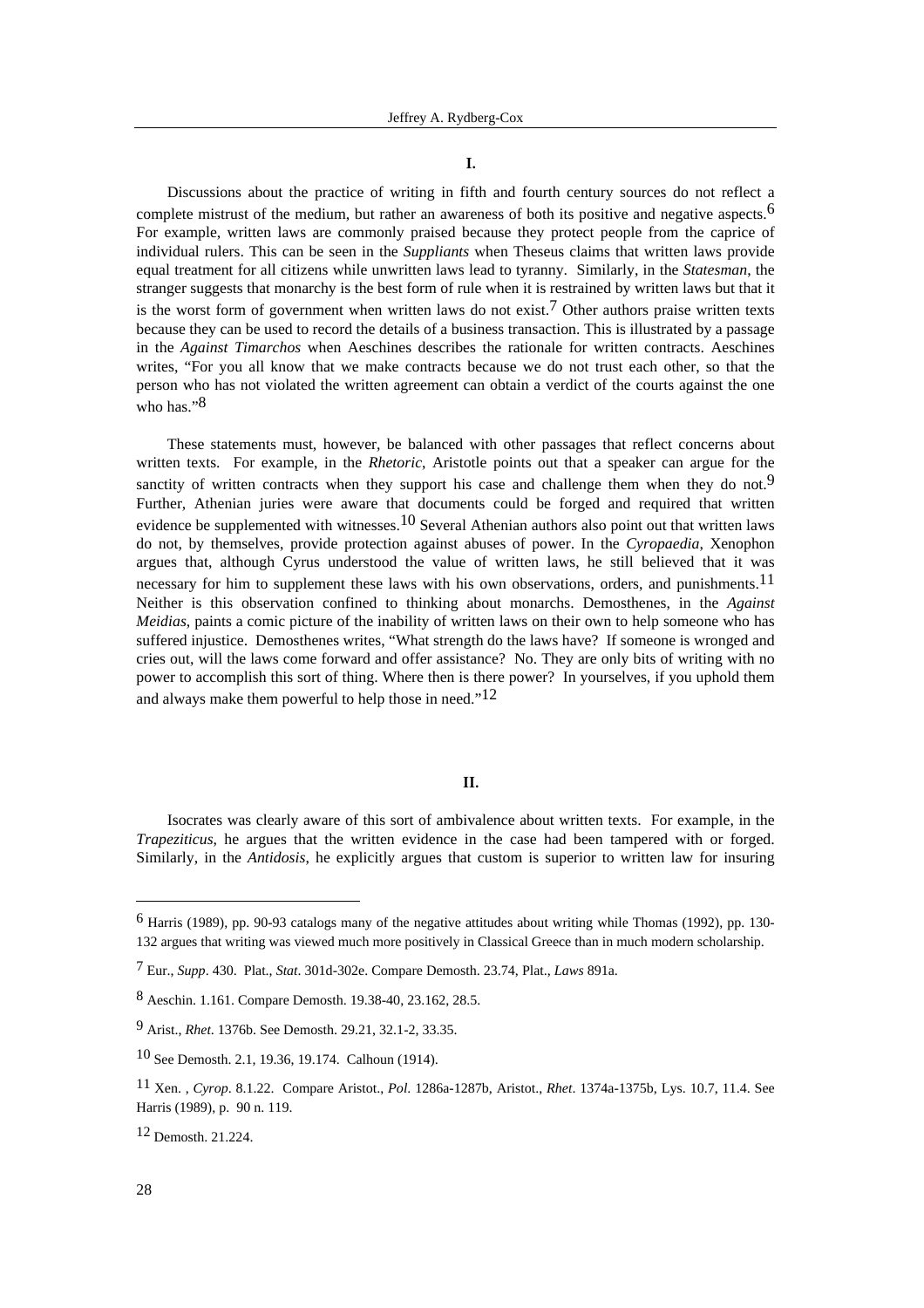## I.

Discussions about the practice of writing in fifth and fourth century sources do not reflect a complete mistrust of the medium, but rather an awareness of both its positive and negative aspects.[6] For example, written laws are commonly praised because they protect people from the caprice of individual rulers. This can be seen in the *Suppliants* when Theseus claims that written laws provide equal treatment for all citizens while unwritten laws lead to tyranny. Similarly, in the *Statesman*, the stranger suggests that monarchy is the best form of rule when it is restrained by written laws but that it is the worst form of government when written laws do not exist.[7] Other authors praise written texts because they can be used to record the details of a business transaction. This is illustrated by a passage in the *Against Timarchos* when Aeschines describes the rationale for written contracts. Aeschines writes, "For you all know that we make contracts because we do not trust each other, so that the person who has not violated the written agreement can obtain a verdict of the courts against the one who has."[8]

These statements must, however, be balanced with other passages that reflect concerns about written texts. For example, in the *Rhetoric*, Aristotle points out that a speaker can argue for the sanctity of written contracts when they support his case and challenge them when they do not.[9] Further, Athenian juries were aware that documents could be forged and required that written evidence be supplemented with witnesses.[10] Several Athenian authors also point out that written laws do not, by themselves, provide protection against abuses of power. In the *Cyropaedia*, Xenophon argues that, although Cyrus understood the value of written laws, he still believed that it was necessary for him to supplement these laws with his own observations, orders, and punishments.[11] Neither is this observation confined to thinking about monarchs. Demosthenes, in the *Against Meidias*, paints a comic picture of the inability of written laws on their own to help someone who has suffered injustice. Demosthenes writes, "What strength do the laws have? If someone is wronged and cries out, will the laws come forward and offer assistance? No. They are only bits of writing with no power to accomplish this sort of thing. Where then is there power? In yourselves, if you uphold them and always make them powerful to help those in need."[12]

## II.

Isocrates was clearly aware of this sort of ambivalence about written texts. For example, in the *Trapeziticus*, he argues that the written evidence in the case had been tampered with or forged. Similarly, in the *Antidosis*, he explicitly argues that custom is superior to written law for insuring

---

[6] Harris (1989), pp. 90-93 catalogs many of the negative attitudes about writing while Thomas (1992), pp. 130-132 argues that writing was viewed much more positively in Classical Greece than in much modern scholarship.

[7] Eur., *Supp*. 430. Plat., *Stat*. 301d-302e. Compare Demosth. 23.74, Plat., *Laws* 891a.

[8] Aeschin. 1.161. Compare Demosth. 19.38-40, 23.162, 28.5.

[9] Arist., *Rhet.* 1376b. See Demosth. 29.21, 32.1-2, 33.35.

[10] See Demosth. 2.1, 19.36, 19.174. Calhoun (1914).

[11] Xen. , *Cyrop*. 8.1.22. Compare Aristot., *Pol.* 1286a-1287b, Aristot., *Rhet*. 1374a-1375b, Lys. 10.7, 11.4. See Harris (1989), p. 90 n. 119.

[12] Demosth. 21.224.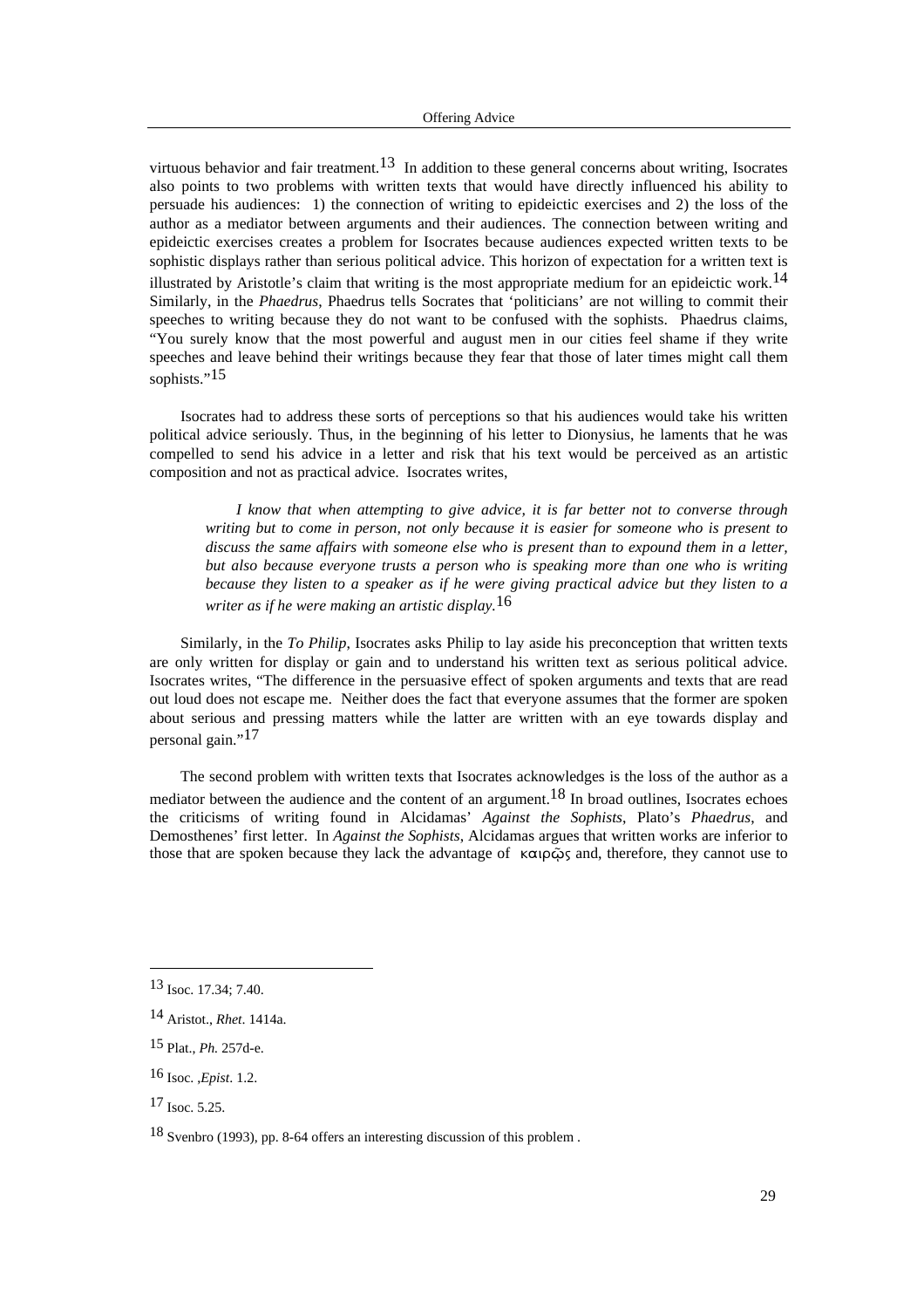virtuous behavior and fair treatment.[13] In addition to these general concerns about writing, Isocrates also points to two problems with written texts that would have directly influenced his ability to persuade his audiences: 1) the connection of writing to epideictic exercises and 2) the loss of the author as a mediator between arguments and their audiences. The connection between writing and epideictic exercises creates a problem for Isocrates because audiences expected written texts to be sophistic displays rather than serious political advice. This horizon of expectation for a written text is illustrated by Aristotle's claim that writing is the most appropriate medium for an epideictic work.[14] Similarly, in the *Phaedrus*, Phaedrus tells Socrates that 'politicians' are not willing to commit their speeches to writing because they do not want to be confused with the sophists. Phaedrus claims, "You surely know that the most powerful and august men in our cities feel shame if they write speeches and leave behind their writings because they fear that those of later times might call them sophists."[15]

Isocrates had to address these sorts of perceptions so that his audiences would take his written political advice seriously. Thus, in the beginning of his letter to Dionysius, he laments that he was compelled to send his advice in a letter and risk that his text would be perceived as an artistic composition and not as practical advice. Isocrates writes,

> *I know that when attempting to give advice, it is far better not to converse through writing but to come in person, not only because it is easier for someone who is present to discuss the same affairs with someone else who is present than to expound them in a letter, but also because everyone trusts a person who is speaking more than one who is writing because they listen to a speaker as if he were giving practical advice but they listen to a writer as if he were making an artistic display.*[16]

Similarly, in the *To Philip*, Isocrates asks Philip to lay aside his preconception that written texts are only written for display or gain and to understand his written text as serious political advice. Isocrates writes, "The difference in the persuasive effect of spoken arguments and texts that are read out loud does not escape me. Neither does the fact that everyone assumes that the former are spoken about serious and pressing matters while the latter are written with an eye towards display and personal gain."[17]

The second problem with written texts that Isocrates acknowledges is the loss of the author as a mediator between the audience and the content of an argument.[18] In broad outlines, Isocrates echoes the criticisms of writing found in Alcidamas' *Against the Sophists*, Plato's *Phaedrus*, and Demosthenes' first letter. In *Against the Sophists*, Alcidamas argues that written works are inferior to those that are spoken because they lack the advantage of καιρῷς and, therefore, they cannot use to

---

[13] Isoc. 17.34; 7.40.

[14] Aristot., *Rhet*. 1414a.

[15] Plat., *Ph.* 257d-e.

[16] Isoc. ,*Epist*. 1.2.

[17] Isoc. 5.25.

[18] Svenbro (1993), pp. 8-64 offers an interesting discussion of this problem .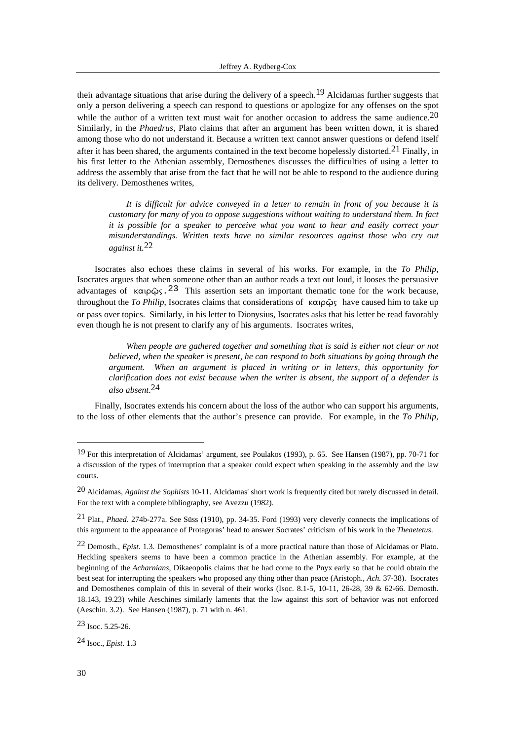their advantage situations that arise during the delivery of a speech.[19] Alcidamas further suggests that only a person delivering a speech can respond to questions or apologize for any offenses on the spot while the author of a written text must wait for another occasion to address the same audience.[20] Similarly, in the *Phaedrus*, Plato claims that after an argument has been written down, it is shared among those who do not understand it. Because a written text cannot answer questions or defend itself after it has been shared, the arguments contained in the text become hopelessly distorted.[21] Finally, in his first letter to the Athenian assembly, Demosthenes discusses the difficulties of using a letter to address the assembly that arise from the fact that he will not be able to respond to the audience during its delivery. Demosthenes writes,

> *It is difficult for advice conveyed in a letter to remain in front of you because it is customary for many of you to oppose suggestions without waiting to understand them. In fact it is possible for a speaker to perceive what you want to hear and easily correct your misunderstandings. Written texts have no similar resources against those who cry out against it.*[22]

Isocrates also echoes these claims in several of his works. For example, in the *To Philip*, Isocrates argues that when someone other than an author reads a text out loud, it looses the persuasive advantages of καιρῷς.[23] This assertion sets an important thematic tone for the work because, throughout the *To Philip*, Isocrates claims that considerations of καιρῷς have caused him to take up or pass over topics. Similarly, in his letter to Dionysius, Isocrates asks that his letter be read favorably even though he is not present to clarify any of his arguments. Isocrates writes,

> *When people are gathered together and something that is said is either not clear or not believed, when the speaker is present, he can respond to both situations by going through the argument. When an argument is placed in writing or in letters, this opportunity for clarification does not exist because when the writer is absent, the support of a defender is also absent*.[24]

Finally, Isocrates extends his concern about the loss of the author who can support his arguments, to the loss of other elements that the author's presence can provide. For example, in the *To Philip*,

---

[19] For this interpretation of Alcidamas' argument, see Poulakos (1993), p. 65. See Hansen (1987), pp. 70-71 for a discussion of the types of interruption that a speaker could expect when speaking in the assembly and the law courts.

[20] Alcidamas, *Against the Sophists* 10-11. Alcidamas' short work is frequently cited but rarely discussed in detail. For the text with a complete bibliography, see Avezzu (1982).

[21] Plat., *Phaed*. 274b-277a. See Süss (1910), pp. 34-35. Ford (1993) very cleverly connects the implications of this argument to the appearance of Protagoras' head to answer Socrates' criticism of his work in the *Theaetetus*.

[22] Demosth., *Epist*. 1.3. Demosthenes' complaint is of a more practical nature than those of Alcidamas or Plato. Heckling speakers seems to have been a common practice in the Athenian assembly. For example, at the beginning of the *Acharnians*, Dikaeopolis claims that he had come to the Pnyx early so that he could obtain the best seat for interrupting the speakers who proposed any thing other than peace (Aristoph., *Ach.* 37-38). Isocrates and Demosthenes complain of this in several of their works (Isoc. 8.1-5, 10-11, 26-28, 39 & 62-66. Demosth. 18.143, 19.23) while Aeschines similarly laments that the law against this sort of behavior was not enforced (Aeschin. 3.2). See Hansen (1987), p. 71 with n. 461.

[23] Isoc. 5.25-26.

[24] Isoc., *Epist*. 1.3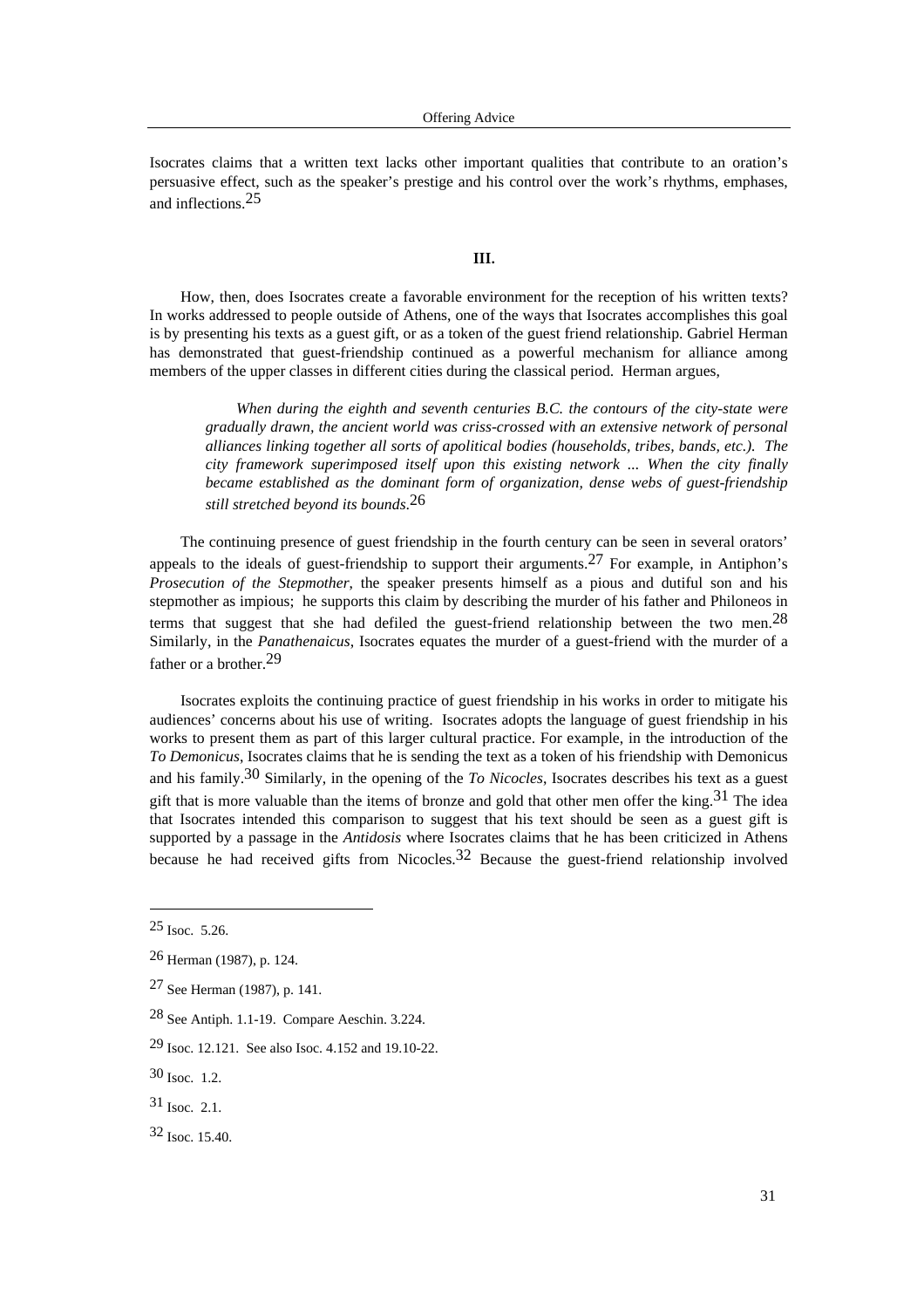Isocrates claims that a written text lacks other important qualities that contribute to an oration's persuasive effect, such as the speaker's prestige and his control over the work's rhythms, emphases, and inflections.[25]

### III.

How, then, does Isocrates create a favorable environment for the reception of his written texts? In works addressed to people outside of Athens, one of the ways that Isocrates accomplishes this goal is by presenting his texts as a guest gift, or as a token of the guest friend relationship. Gabriel Herman has demonstrated that guest-friendship continued as a powerful mechanism for alliance among members of the upper classes in different cities during the classical period. Herman argues,

> *When during the eighth and seventh centuries B.C. the contours of the city-state were gradually drawn, the ancient world was criss-crossed with an extensive network of personal alliances linking together all sorts of apolitical bodies (households, tribes, bands, etc.). The city framework superimposed itself upon this existing network ... When the city finally became established as the dominant form of organization, dense webs of guest-friendship still stretched beyond its bounds.*[26]

The continuing presence of guest friendship in the fourth century can be seen in several orators' appeals to the ideals of guest-friendship to support their arguments.[27] For example, in Antiphon's *Prosecution of the Stepmother*, the speaker presents himself as a pious and dutiful son and his stepmother as impious; he supports this claim by describing the murder of his father and Philoneos in terms that suggest that she had defiled the guest-friend relationship between the two men.[28] Similarly, in the *Panathenaicus*, Isocrates equates the murder of a guest-friend with the murder of a father or a brother.[29]

Isocrates exploits the continuing practice of guest friendship in his works in order to mitigate his audiences' concerns about his use of writing. Isocrates adopts the language of guest friendship in his works to present them as part of this larger cultural practice. For example, in the introduction of the *To Demonicus*, Isocrates claims that he is sending the text as a token of his friendship with Demonicus and his family.[30] Similarly, in the opening of the *To Nicocles*, Isocrates describes his text as a guest gift that is more valuable than the items of bronze and gold that other men offer the king.[31] The idea that Isocrates intended this comparison to suggest that his text should be seen as a guest gift is supported by a passage in the *Antidosis* where Isocrates claims that he has been criticized in Athens because he had received gifts from Nicocles.[32] Because the guest-friend relationship involved

---

[25] Isoc. 5.26.

[26] Herman (1987), p. 124.

[27] See Herman (1987), p. 141.

[28] See Antiph. 1.1-19. Compare Aeschin. 3.224.

[29] Isoc. 12.121. See also Isoc. 4.152 and 19.10-22.

[30] Isoc. 1.2.

[31] Isoc. 2.1.

[32] Isoc. 15.40.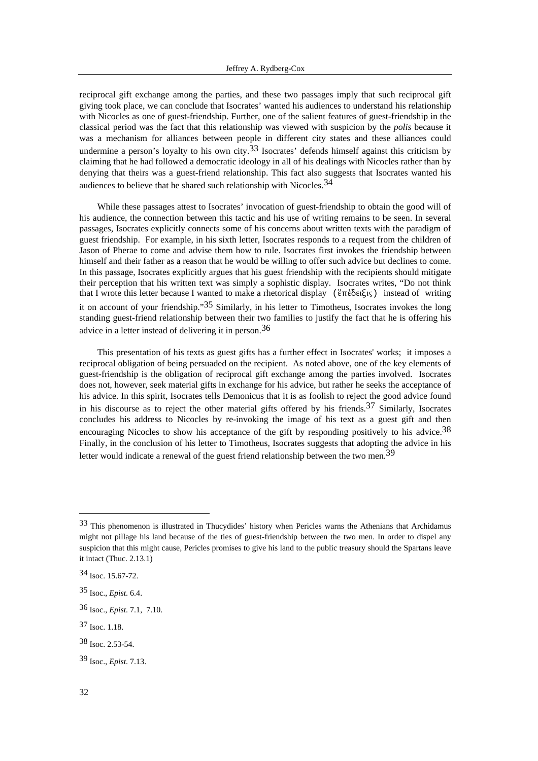reciprocal gift exchange among the parties, and these two passages imply that such reciprocal gift giving took place, we can conclude that Isocrates' wanted his audiences to understand his relationship with Nicocles as one of guest-friendship. Further, one of the salient features of guest-friendship in the classical period was the fact that this relationship was viewed with suspicion by the *polis* because it was a mechanism for alliances between people in different city states and these alliances could undermine a person's loyalty to his own city.[33] Isocrates' defends himself against this criticism by claiming that he had followed a democratic ideology in all of his dealings with Nicocles rather than by denying that theirs was a guest-friend relationship. This fact also suggests that Isocrates wanted his audiences to believe that he shared such relationship with Nicocles.[34]

While these passages attest to Isocrates' invocation of guest-friendship to obtain the good will of his audience, the connection between this tactic and his use of writing remains to be seen. In several passages, Isocrates explicitly connects some of his concerns about written texts with the paradigm of guest friendship. For example, in his sixth letter, Isocrates responds to a request from the children of Jason of Pherae to come and advise them how to rule. Isocrates first invokes the friendship between himself and their father as a reason that he would be willing to offer such advice but declines to come. In this passage, Isocrates explicitly argues that his guest friendship with the recipients should mitigate their perception that his written text was simply a sophistic display. Isocrates writes, "Do not think that I wrote this letter because I wanted to make a rhetorical display (ἔπἐδειξις) instead of writing it on account of your friendship."[35] Similarly, in his letter to Timotheus, Isocrates invokes the long standing guest-friend relationship between their two families to justify the fact that he is offering his advice in a letter instead of delivering it in person.[36]

This presentation of his texts as guest gifts has a further effect in Isocrates' works; it imposes a reciprocal obligation of being persuaded on the recipient. As noted above, one of the key elements of guest-friendship is the obligation of reciprocal gift exchange among the parties involved. Isocrates does not, however, seek material gifts in exchange for his advice, but rather he seeks the acceptance of his advice. In this spirit, Isocrates tells Demonicus that it is as foolish to reject the good advice found in his discourse as to reject the other material gifts offered by his friends.[37] Similarly, Isocrates concludes his address to Nicocles by re-invoking the image of his text as a guest gift and then encouraging Nicocles to show his acceptance of the gift by responding positively to his advice.[38] Finally, in the conclusion of his letter to Timotheus, Isocrates suggests that adopting the advice in his letter would indicate a renewal of the guest friend relationship between the two men.[39]

---

[33] This phenomenon is illustrated in Thucydides' history when Pericles warns the Athenians that Archidamus might not pillage his land because of the ties of guest-friendship between the two men. In order to dispel any suspicion that this might cause, Pericles promises to give his land to the public treasury should the Spartans leave it intact (Thuc. 2.13.1)

[34] Isoc. 15.67-72.

[35] Isoc., *Epist.* 6.4.

[36] Isoc., *Epist.* 7.1, 7.10.

[37] Isoc. 1.18.

[38] Isoc. 2.53-54.

[39] Isoc., *Epist.* 7.13.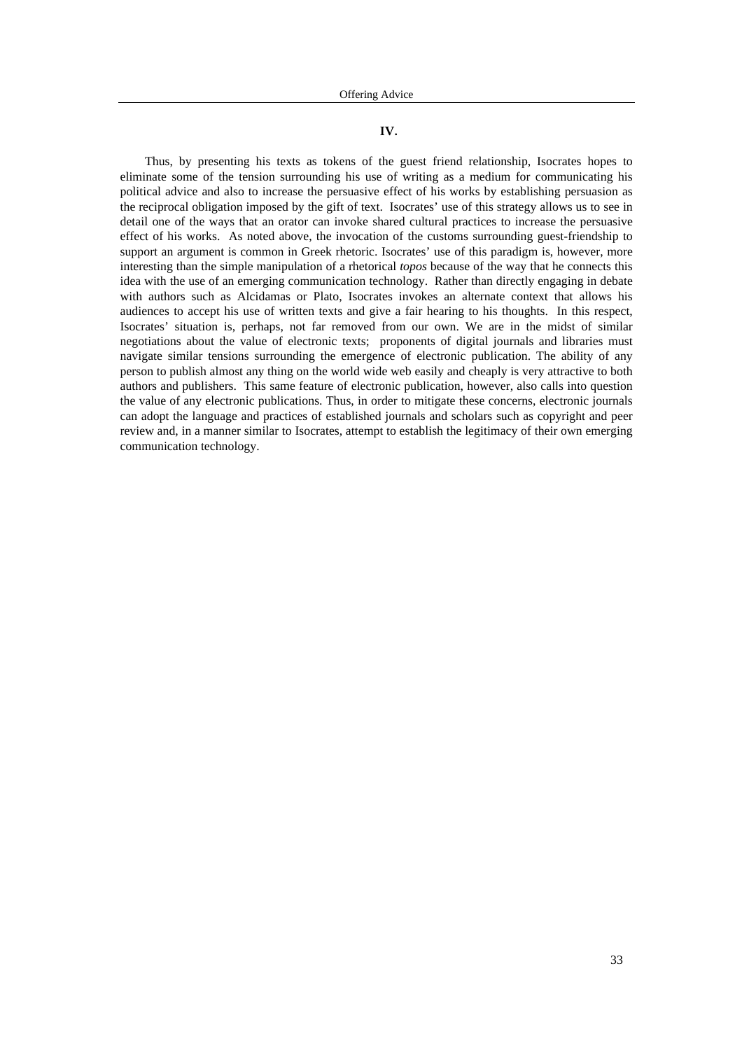## IV.

Thus, by presenting his texts as tokens of the guest friend relationship, Isocrates hopes to eliminate some of the tension surrounding his use of writing as a medium for communicating his political advice and also to increase the persuasive effect of his works by establishing persuasion as the reciprocal obligation imposed by the gift of text. Isocrates' use of this strategy allows us to see in detail one of the ways that an orator can invoke shared cultural practices to increase the persuasive effect of his works. As noted above, the invocation of the customs surrounding guest-friendship to support an argument is common in Greek rhetoric. Isocrates' use of this paradigm is, however, more interesting than the simple manipulation of a rhetorical *topos* because of the way that he connects this idea with the use of an emerging communication technology. Rather than directly engaging in debate with authors such as Alcidamas or Plato, Isocrates invokes an alternate context that allows his audiences to accept his use of written texts and give a fair hearing to his thoughts. In this respect, Isocrates' situation is, perhaps, not far removed from our own. We are in the midst of similar negotiations about the value of electronic texts; proponents of digital journals and libraries must navigate similar tensions surrounding the emergence of electronic publication. The ability of any person to publish almost any thing on the world wide web easily and cheaply is very attractive to both authors and publishers. This same feature of electronic publication, however, also calls into question the value of any electronic publications. Thus, in order to mitigate these concerns, electronic journals can adopt the language and practices of established journals and scholars such as copyright and peer review and, in a manner similar to Isocrates, attempt to establish the legitimacy of their own emerging communication technology.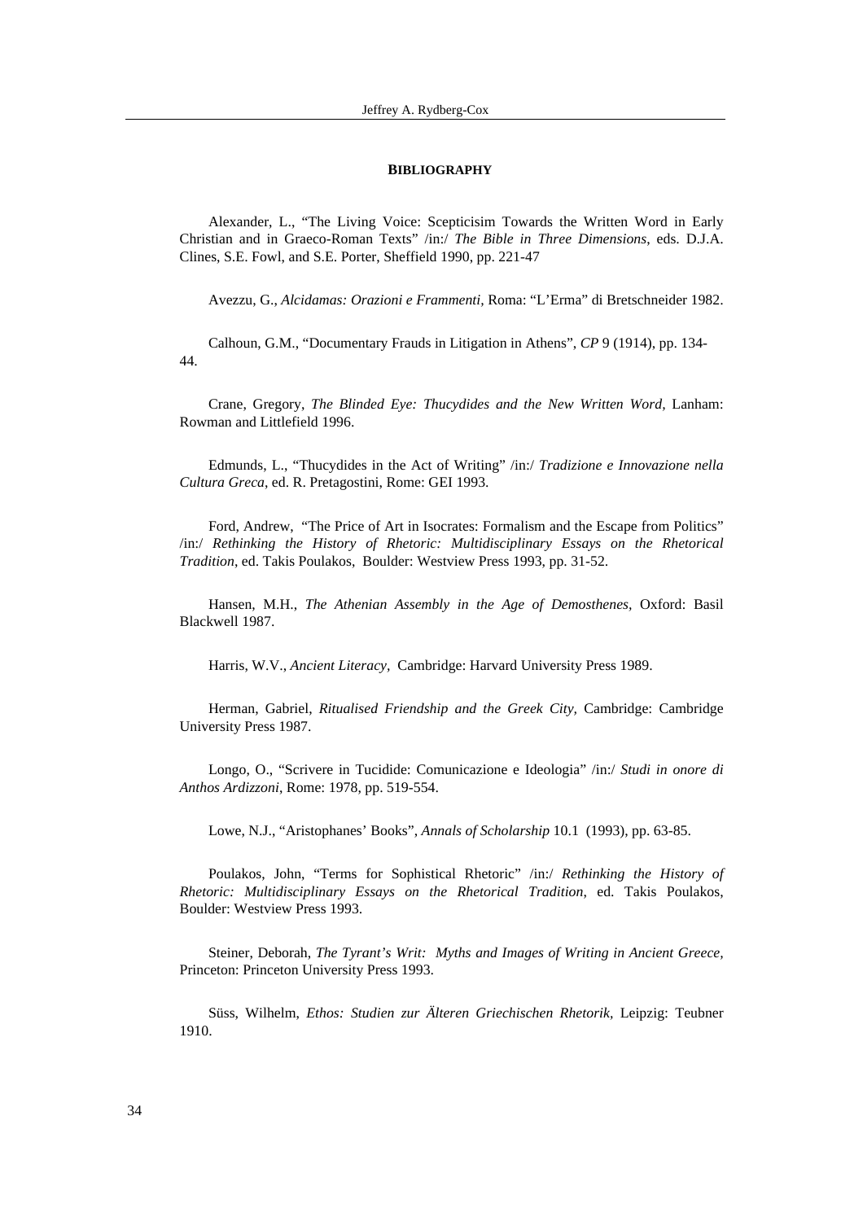**BIBLIOGRAPHY**

Alexander, L., "The Living Voice: Scepticisim Towards the Written Word in Early Christian and in Graeco-Roman Texts" /in:/ *The Bible in Three Dimensions*, eds. D.J.A. Clines, S.E. Fowl, and S.E. Porter, Sheffield 1990, pp. 221-47

Avezzu, G., *Alcidamas: Orazioni e Frammenti,* Roma: "L'Erma" di Bretschneider 1982.

Calhoun, G.M., "Documentary Frauds in Litigation in Athens", *CP* 9 (1914), pp. 134-44.

Crane, Gregory, *The Blinded Eye: Thucydides and the New Written Word*, Lanham: Rowman and Littlefield 1996.

Edmunds, L., "Thucydides in the Act of Writing" /in:/ *Tradizione e Innovazione nella Cultura Greca*, ed. R. Pretagostini, Rome: GEI 1993.

Ford, Andrew, "The Price of Art in Isocrates: Formalism and the Escape from Politics" /in:/ *Rethinking the History of Rhetoric: Multidisciplinary Essays on the Rhetorical Tradition*, ed. Takis Poulakos, Boulder: Westview Press 1993, pp. 31-52.

Hansen, M.H., *The Athenian Assembly in the Age of Demosthenes,* Oxford: Basil Blackwell 1987.

Harris, W.V., *Ancient Literacy*, Cambridge: Harvard University Press 1989.

Herman, Gabriel, *Ritualised Friendship and the Greek City,* Cambridge: Cambridge University Press 1987.

Longo, O., "Scrivere in Tucidide: Comunicazione e Ideologia" /in:/ *Studi in onore di Anthos Ardizzoni*, Rome: 1978, pp. 519-554.

Lowe, N.J., "Aristophanes' Books", *Annals of Scholarship* 10.1 (1993), pp. 63-85.

Poulakos, John, "Terms for Sophistical Rhetoric" /in:/ *Rethinking the History of Rhetoric: Multidisciplinary Essays on the Rhetorical Tradition*, ed. Takis Poulakos, Boulder: Westview Press 1993.

Steiner, Deborah, *The Tyrant's Writ: Myths and Images of Writing in Ancient Greece,* Princeton: Princeton University Press 1993.

Süss, Wilhelm, *Ethos: Studien zur Älteren Griechischen Rhetorik*, Leipzig: Teubner 1910.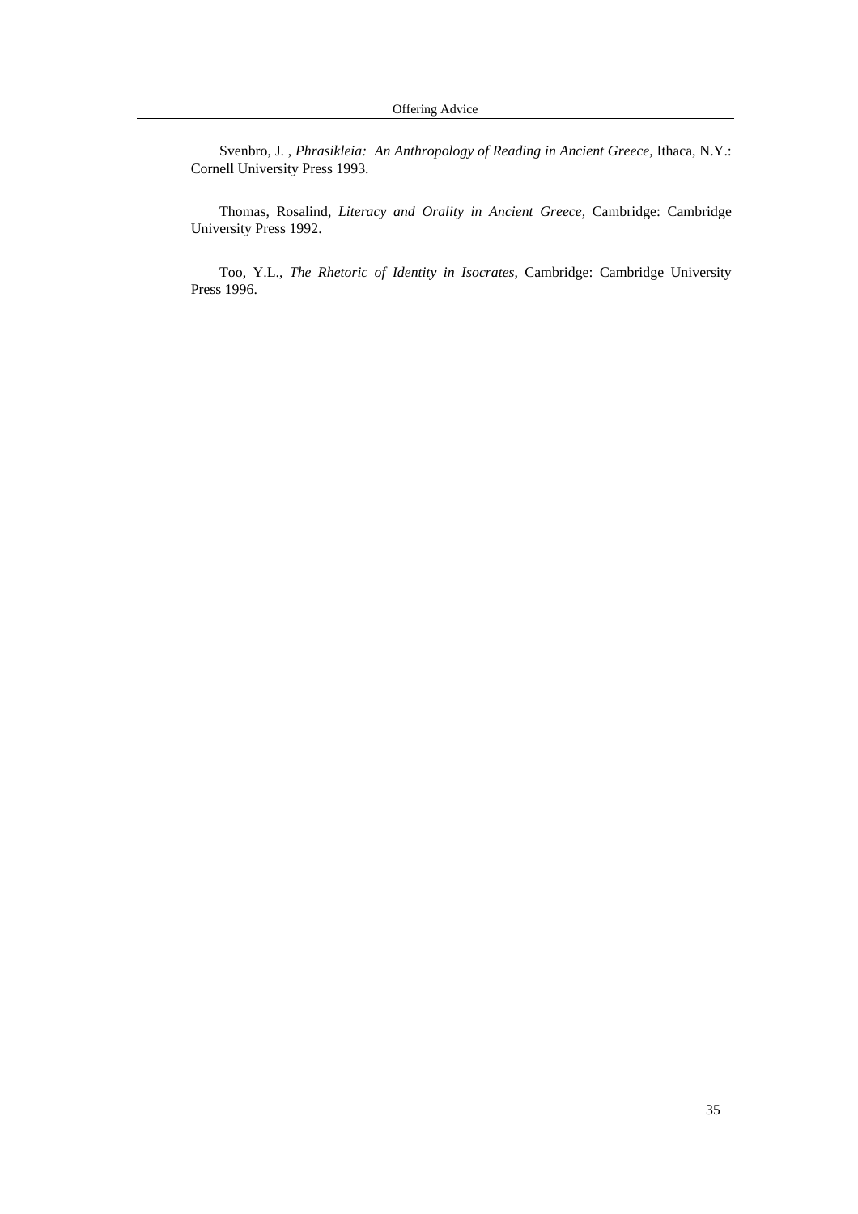Svenbro, J. , *Phrasikleia: An Anthropology of Reading in Ancient Greece,* Ithaca, N.Y.: Cornell University Press 1993.

Thomas, Rosalind, *Literacy and Orality in Ancient Greece,* Cambridge: Cambridge University Press 1992.

Too, Y.L., *The Rhetoric of Identity in Isocrates,* Cambridge: Cambridge University Press 1996.